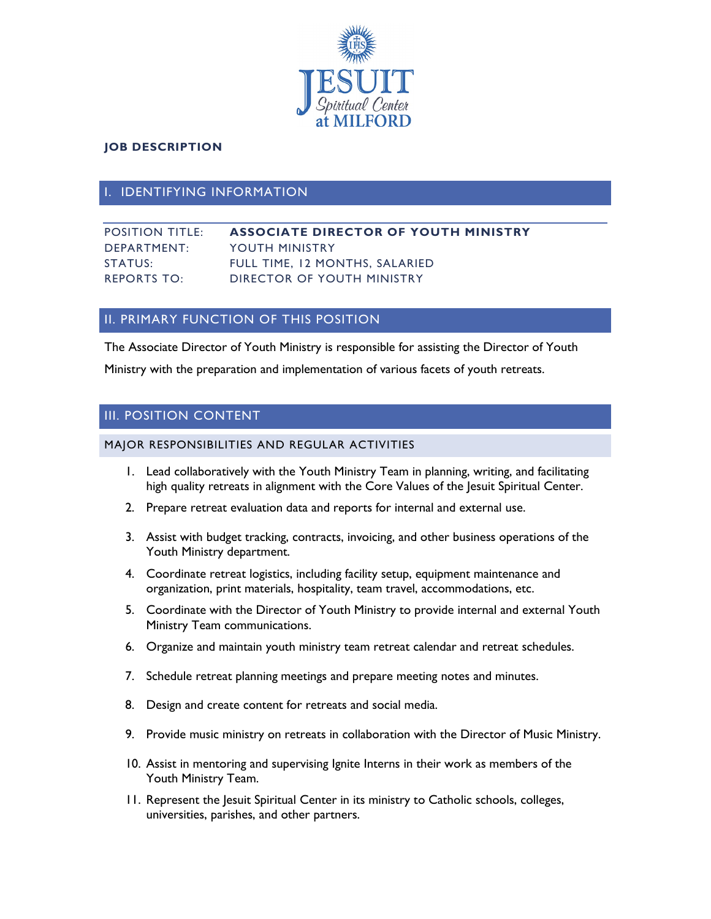JESUIT Spiritual Center at MILFORD

**JOB DESCRIPTION**

## I. IDENTIFYING INFORMATION

| | |
|---|---|
| POSITION TITLE: | **ASSOCIATE DIRECTOR OF YOUTH MINISTRY** |
| DEPARTMENT: | YOUTH MINISTRY |
| STATUS: | FULL TIME, 12 MONTHS, SALARIED |
| REPORTS TO: | DIRECTOR OF YOUTH MINISTRY |

## II. PRIMARY FUNCTION OF THIS POSITION

The Associate Director of Youth Ministry is responsible for assisting the Director of Youth Ministry with the preparation and implementation of various facets of youth retreats.

## III. POSITION CONTENT

### MAJOR RESPONSIBILITIES AND REGULAR ACTIVITIES

1. Lead collaboratively with the Youth Ministry Team in planning, writing, and facilitating high quality retreats in alignment with the Core Values of the Jesuit Spiritual Center.
2. Prepare retreat evaluation data and reports for internal and external use.
3. Assist with budget tracking, contracts, invoicing, and other business operations of the Youth Ministry department.
4. Coordinate retreat logistics, including facility setup, equipment maintenance and organization, print materials, hospitality, team travel, accommodations, etc.
5. Coordinate with the Director of Youth Ministry to provide internal and external Youth Ministry Team communications.
6. Organize and maintain youth ministry team retreat calendar and retreat schedules.
7. Schedule retreat planning meetings and prepare meeting notes and minutes.
8. Design and create content for retreats and social media.
9. Provide music ministry on retreats in collaboration with the Director of Music Ministry.
10. Assist in mentoring and supervising Ignite Interns in their work as members of the Youth Ministry Team.
11. Represent the Jesuit Spiritual Center in its ministry to Catholic schools, colleges, universities, parishes, and other partners.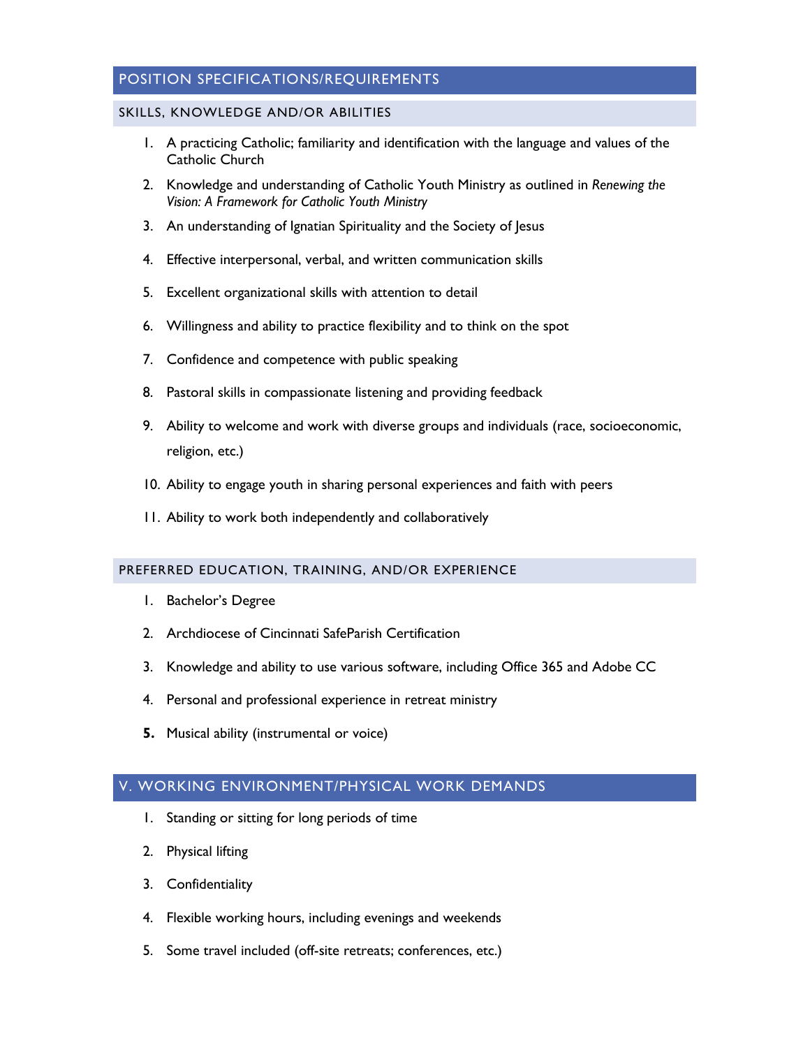## POSITION SPECIFICATIONS/REQUIREMENTS

### SKILLS, KNOWLEDGE AND/OR ABILITIES

1. A practicing Catholic; familiarity and identification with the language and values of the Catholic Church
2. Knowledge and understanding of Catholic Youth Ministry as outlined in *Renewing the Vision: A Framework for Catholic Youth Ministry*
3. An understanding of Ignatian Spirituality and the Society of Jesus
4. Effective interpersonal, verbal, and written communication skills
5. Excellent organizational skills with attention to detail
6. Willingness and ability to practice flexibility and to think on the spot
7. Confidence and competence with public speaking
8. Pastoral skills in compassionate listening and providing feedback
9. Ability to welcome and work with diverse groups and individuals (race, socioeconomic, religion, etc.)
10. Ability to engage youth in sharing personal experiences and faith with peers
11. Ability to work both independently and collaboratively

### PREFERRED EDUCATION, TRAINING, AND/OR EXPERIENCE

1. Bachelor's Degree
2. Archdiocese of Cincinnati SafeParish Certification
3. Knowledge and ability to use various software, including Office 365 and Adobe CC
4. Personal and professional experience in retreat ministry
5. Musical ability (instrumental or voice)

## V. WORKING ENVIRONMENT/PHYSICAL WORK DEMANDS

1. Standing or sitting for long periods of time
2. Physical lifting
3. Confidentiality
4. Flexible working hours, including evenings and weekends
5. Some travel included (off-site retreats; conferences, etc.)